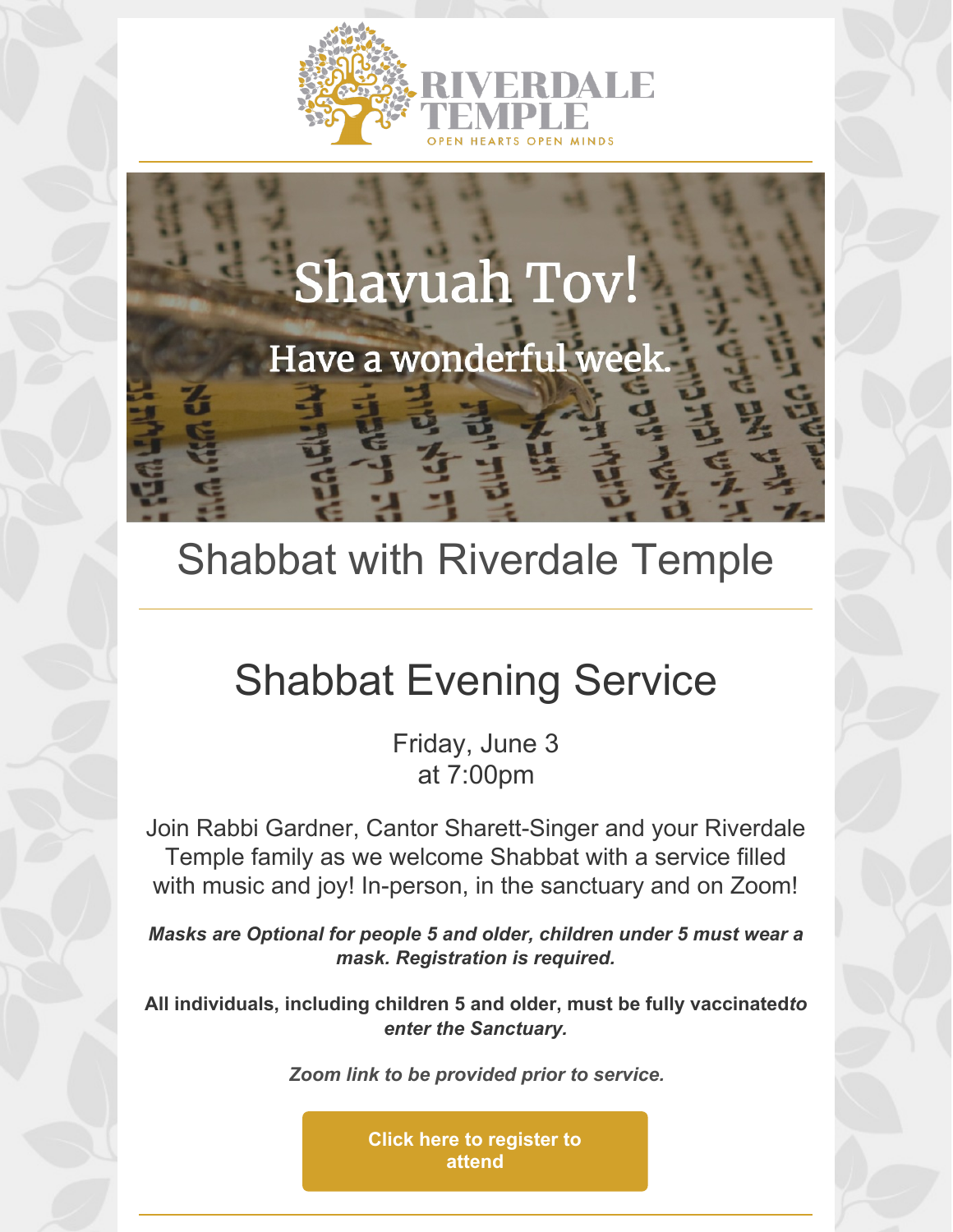RIVERDALE TEMPLE

OPEN HEARTS OPEN MINDS

# Shavuah Tov!

Have a wonderful week.

# Shabbat with Riverdale Temple

---

## Shabbat Evening Service

Friday, June 3
at 7:00pm

Join Rabbi Gardner, Cantor Sharett-Singer and your Riverdale Temple family as we welcome Shabbat with a service filled with music and joy! In-person, in the sanctuary and on Zoom!

***Masks are Optional for people 5 and older, children under 5 must wear a mask. Registration is required.***

**All individuals, including children 5 and older, must be fully vaccinated*to enter the Sanctuary.***

*Zoom link to be provided prior to service.*

**Click here to register to attend**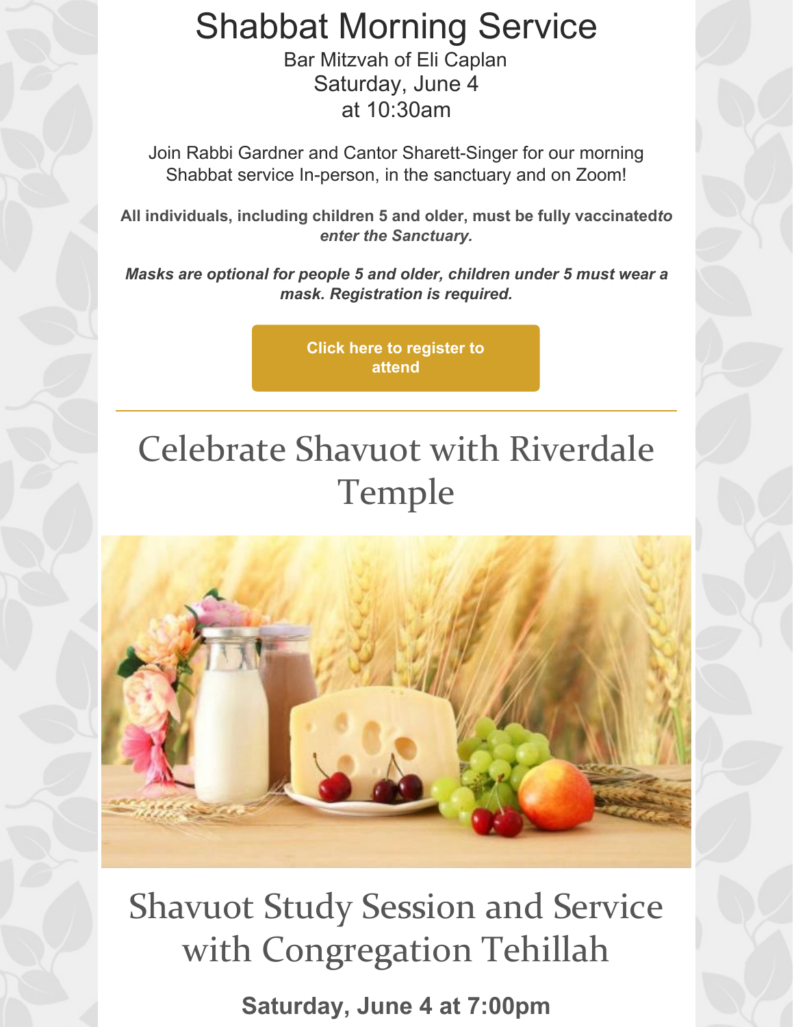# Shabbat Morning Service

Bar Mitzvah of Eli Caplan
Saturday, June 4
at 10:30am

Join Rabbi Gardner and Cantor Sharett-Singer for our morning Shabbat service In-person, in the sanctuary and on Zoom!

**All individuals, including children 5 and older, must be fully vaccinated*to enter the Sanctuary.***

***Masks are optional for people 5 and older, children under 5 must wear a mask. Registration is required.***

**Click here to register to attend**

---

## Celebrate Shavuot with Riverdale Temple

## Shavuot Study Session and Service with Congregation Tehillah

**Saturday, June 4 at 7:00pm**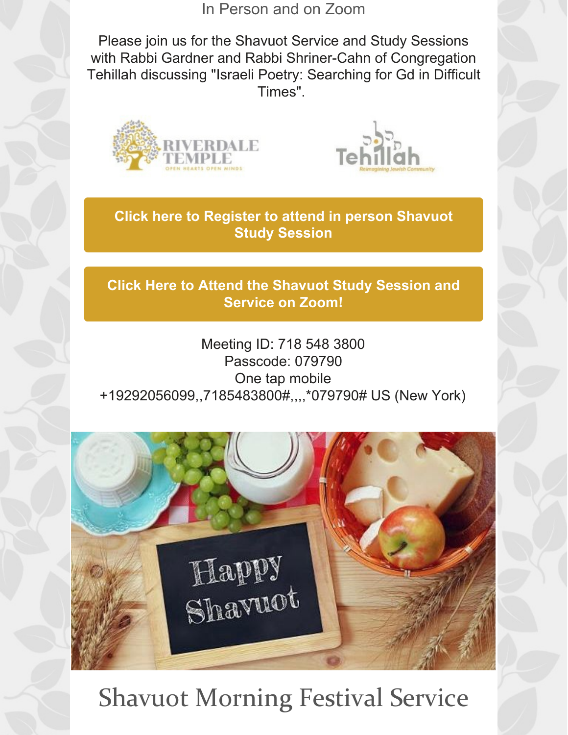In Person and on Zoom

Please join us for the Shavuot Service and Study Sessions with Rabbi Gardner and Rabbi Shriner-Cahn of Congregation Tehillah discussing "Israeli Poetry: Searching for Gd in Difficult Times".

**Click here to Register to attend in person Shavuot Study Session**

**Click Here to Attend the Shavuot Study Session and Service on Zoom!**

Meeting ID: 718 548 3800
Passcode: 079790
One tap mobile
+19292056099,,7185483800#,,,,*079790# US (New York)

# Shavuot Morning Festival Service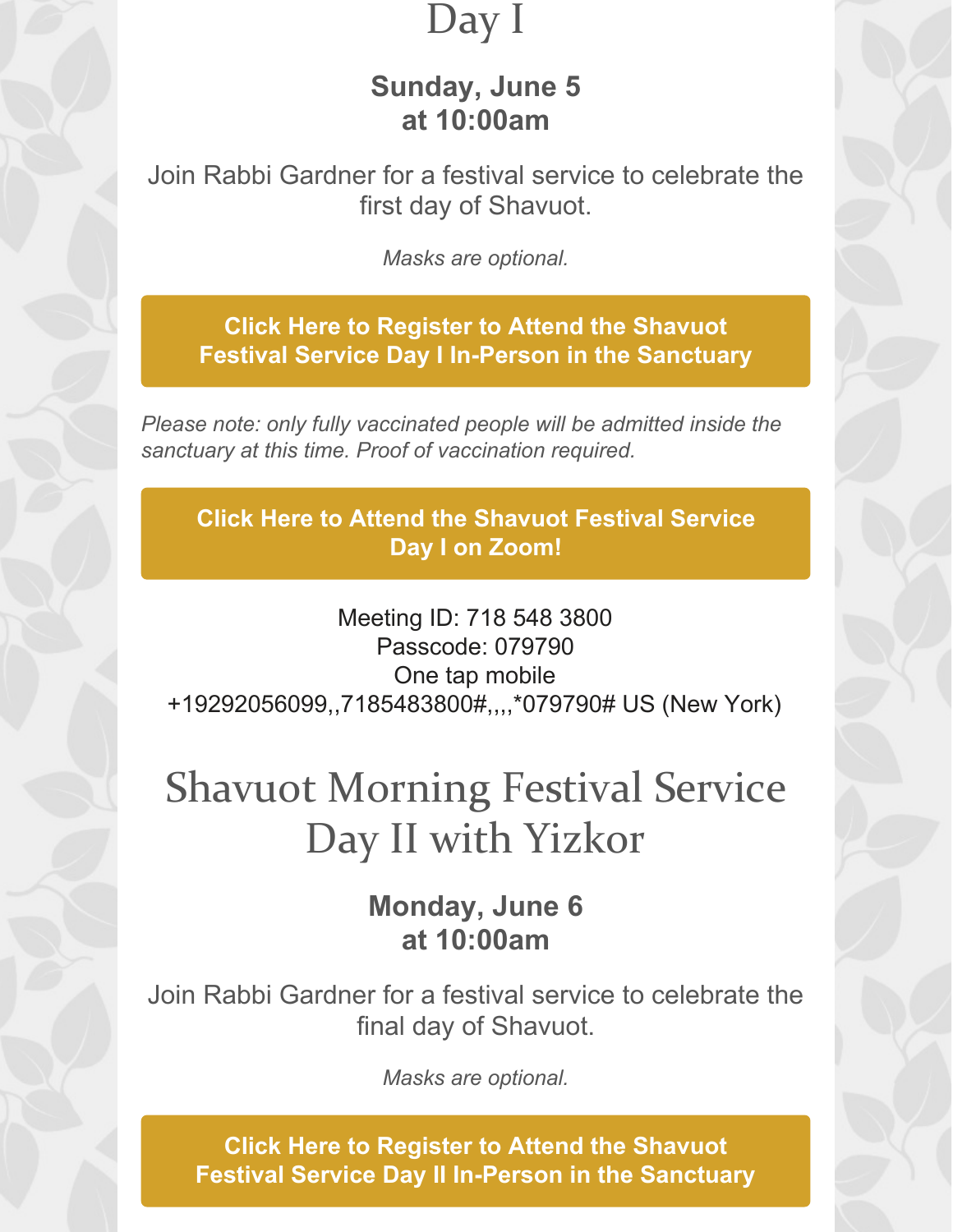# Day I

**Sunday, June 5**
**at 10:00am**

Join Rabbi Gardner for a festival service to celebrate the first day of Shavuot.

*Masks are optional.*

**Click Here to Register to Attend the Shavuot Festival Service Day I In-Person in the Sanctuary**

*Please note: only fully vaccinated people will be admitted inside the sanctuary at this time. Proof of vaccination required.*

**Click Here to Attend the Shavuot Festival Service Day I on Zoom!**

Meeting ID: 718 548 3800
Passcode: 079790
One tap mobile
+19292056099,,7185483800#,,,,*079790# US (New York)

# Shavuot Morning Festival Service Day II with Yizkor

**Monday, June 6**
**at 10:00am**

Join Rabbi Gardner for a festival service to celebrate the final day of Shavuot.

*Masks are optional.*

**Click Here to Register to Attend the Shavuot Festival Service Day II In-Person in the Sanctuary**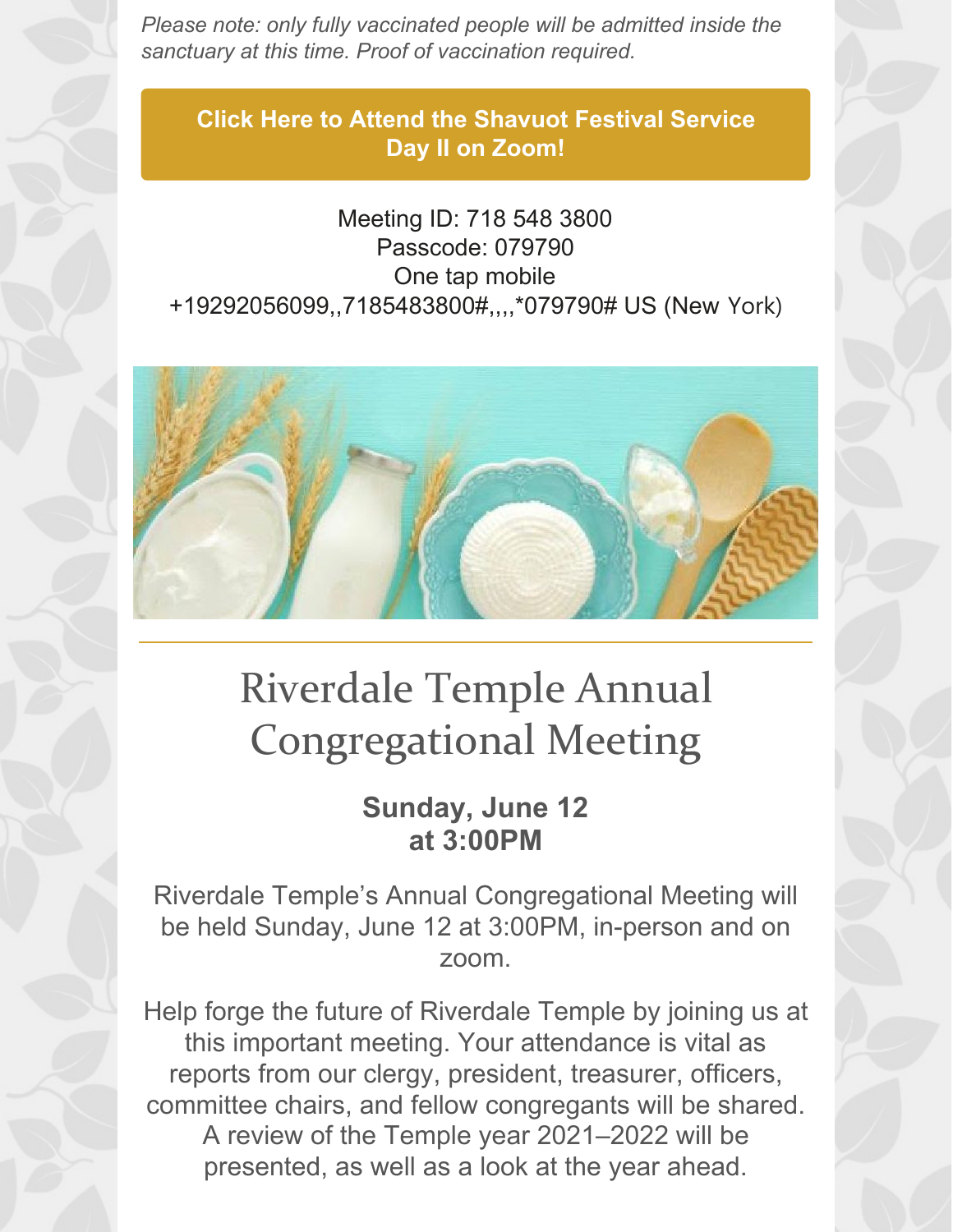*Please note: only fully vaccinated people will be admitted inside the sanctuary at this time. Proof of vaccination required.*

**Click Here to Attend the Shavuot Festival Service Day II on Zoom!**

Meeting ID: 718 548 3800
Passcode: 079790
One tap mobile
+19292056099,,7185483800#,,,,*079790# US (New York)

# Riverdale Temple Annual Congregational Meeting

**Sunday, June 12 at 3:00PM**

Riverdale Temple's Annual Congregational Meeting will be held Sunday, June 12 at 3:00PM, in-person and on zoom.

Help forge the future of Riverdale Temple by joining us at this important meeting. Your attendance is vital as reports from our clergy, president, treasurer, officers, committee chairs, and fellow congregants will be shared. A review of the Temple year 2021–2022 will be presented, as well as a look at the year ahead.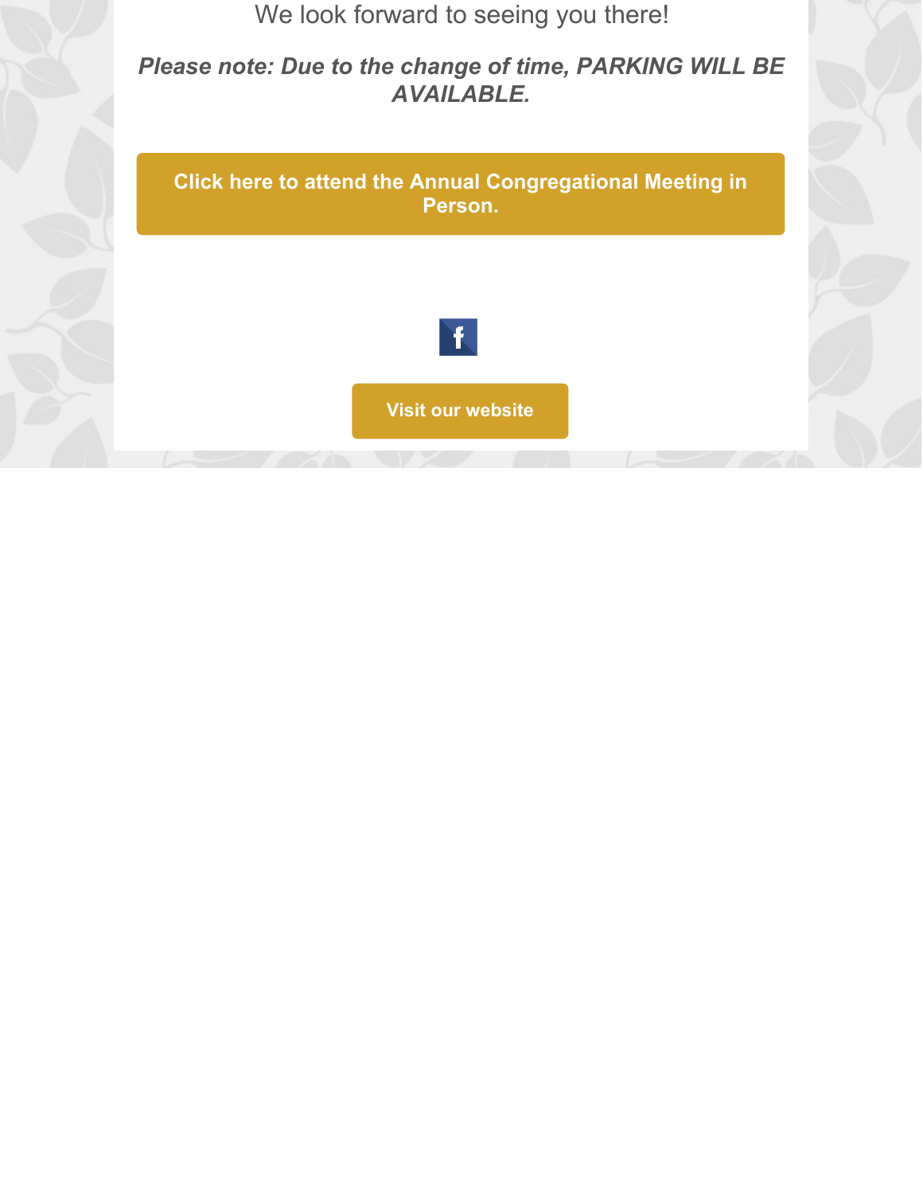We look forward to seeing you there!

***Please note: Due to the change of time, PARKING WILL BE AVAILABLE.***

**Click here to attend the Annual Congregational Meeting in Person.**

**Visit our website**